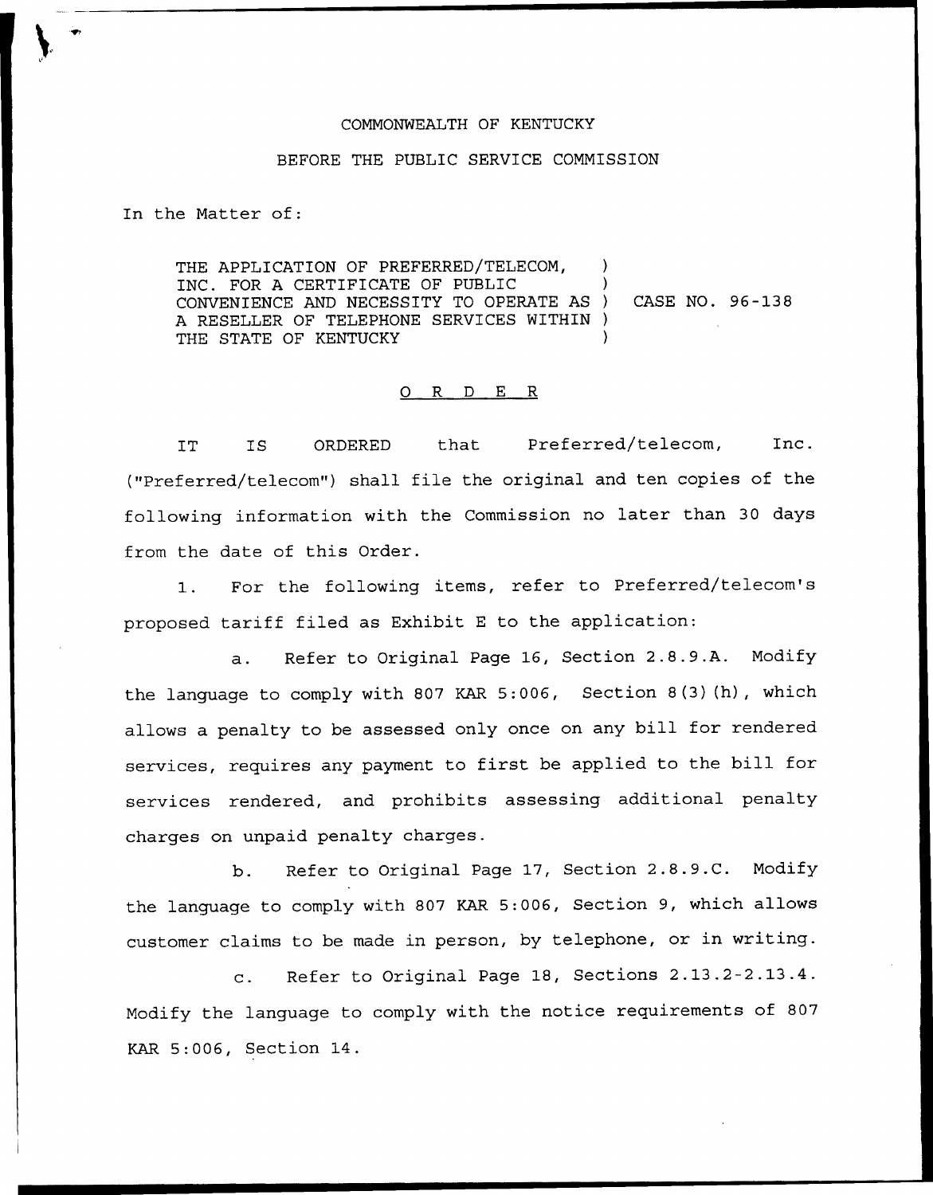COMMONWEALTH OF KENTUCKY

BEFORE THE PUBLIC SERVICE COMMISSION

In the Matter of:

| | | |
|---|---|---|
| THE APPLICATION OF PREFERRED/TELECOM, INC. FOR A CERTIFICATE OF PUBLIC CONVENIENCE AND NECESSITY TO OPERATE AS A RESELLER OF TELEPHONE SERVICES WITHIN THE STATE OF KENTUCKY | ) ) ) ) ) | CASE NO. 96-138 |

## O R D E R

IT IS ORDERED that Preferred/telecom, Inc. ("Preferred/telecom") shall file the original and ten copies of the following information with the Commission no later than 30 days from the date of this Order.

1. For the following items, refer to Preferred/telecom's proposed tariff filed as Exhibit E to the application:

   a. Refer to Original Page 16, Section 2.8.9.A. Modify the language to comply with 807 KAR 5:006, Section 8(3)(h), which allows a penalty to be assessed only once on any bill for rendered services, requires any payment to first be applied to the bill for services rendered, and prohibits assessing additional penalty charges on unpaid penalty charges.

   b. Refer to Original Page 17, Section 2.8.9.C. Modify the language to comply with 807 KAR 5:006, Section 9, which allows customer claims to be made in person, by telephone, or in writing.

   c. Refer to Original Page 18, Sections 2.13.2-2.13.4. Modify the language to comply with the notice requirements of 807 KAR 5:006, Section 14.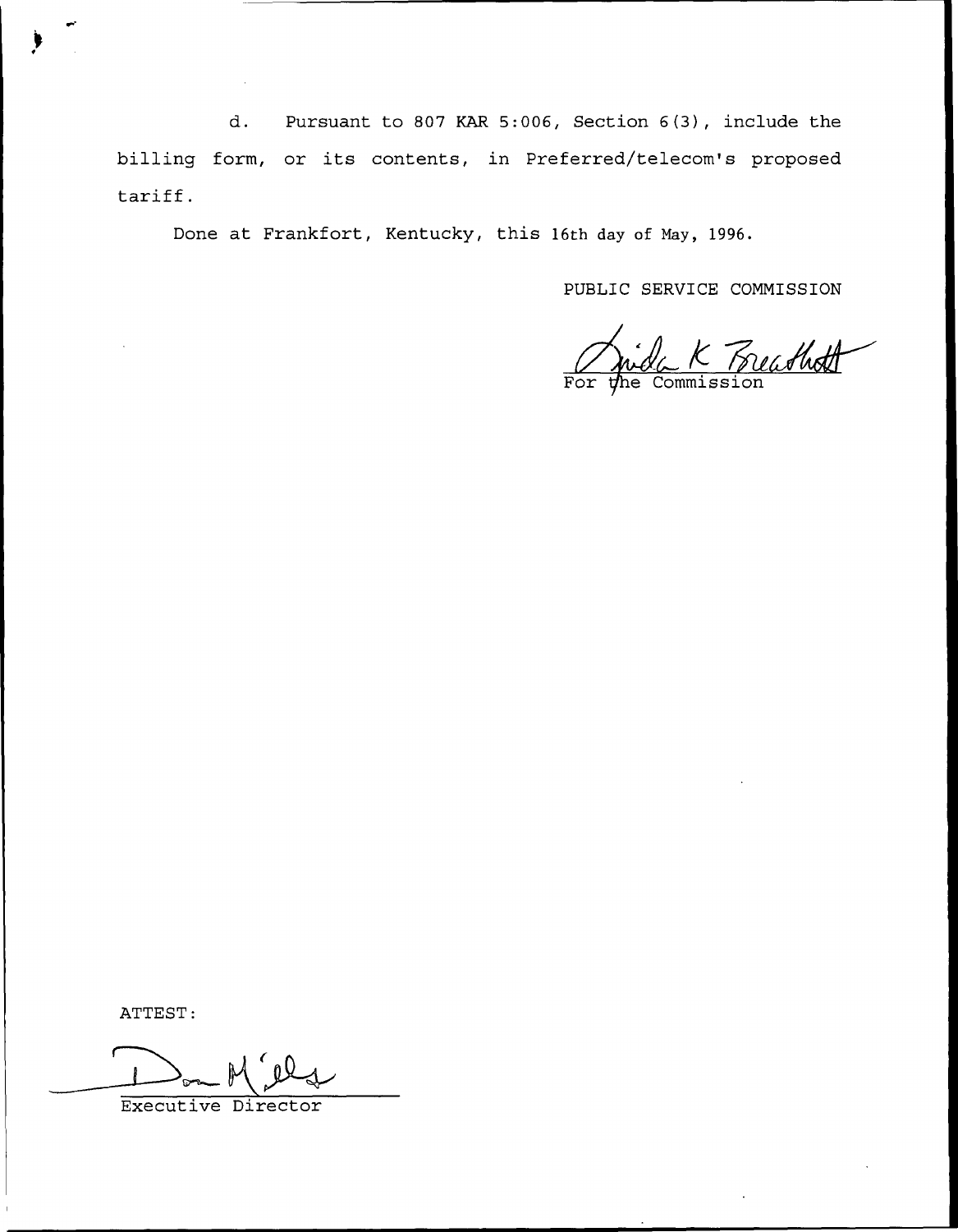d. Pursuant to 807 KAR 5:006, Section 6(3), include the billing form, or its contents, in Preferred/telecom's proposed tariff.

Done at Frankfort, Kentucky, this 16th day of May, 1996.

PUBLIC SERVICE COMMISSION

For the Commission

ATTEST:

Executive Director